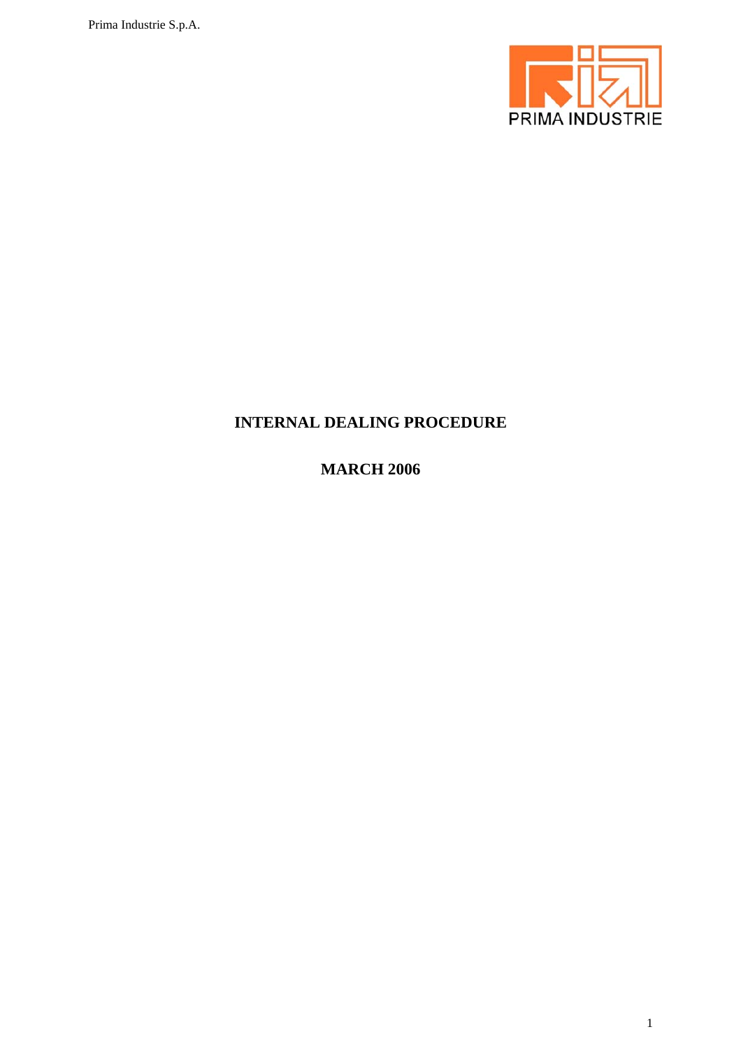# INTERNAL DEALING PROCEDURE

## MARCH 2006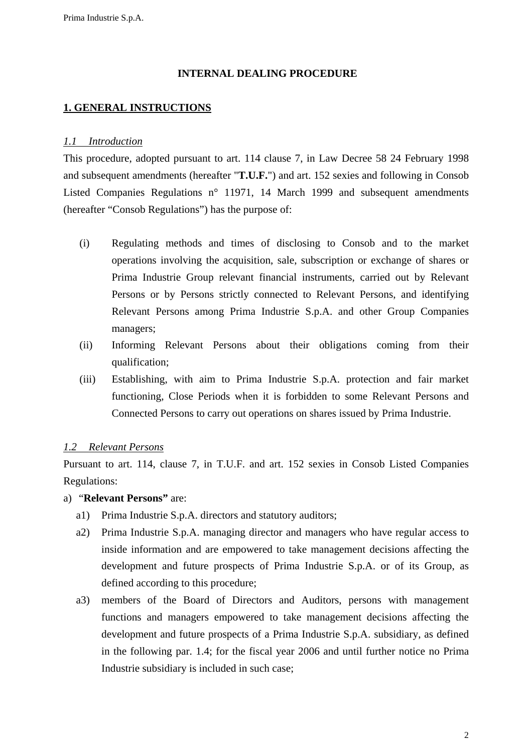**INTERNAL DEALING PROCEDURE**

## 1. GENERAL INSTRUCTIONS

*1.1 Introduction*

This procedure, adopted pursuant to art. 114 clause 7, in Law Decree 58 24 February 1998 and subsequent amendments (hereafter "**T.U.F.**") and art. 152 sexies and following in Consob Listed Companies Regulations n° 11971, 14 March 1999 and subsequent amendments (hereafter "Consob Regulations") has the purpose of:

(i) Regulating methods and times of disclosing to Consob and to the market operations involving the acquisition, sale, subscription or exchange of shares or Prima Industrie Group relevant financial instruments, carried out by Relevant Persons or by Persons strictly connected to Relevant Persons, and identifying Relevant Persons among Prima Industrie S.p.A. and other Group Companies managers;

(ii) Informing Relevant Persons about their obligations coming from their qualification;

(iii) Establishing, with aim to Prima Industrie S.p.A. protection and fair market functioning, Close Periods when it is forbidden to some Relevant Persons and Connected Persons to carry out operations on shares issued by Prima Industrie.

*1.2 Relevant Persons*

Pursuant to art. 114, clause 7, in T.U.F. and art. 152 sexies in Consob Listed Companies Regulations:

a) "**Relevant Persons"** are:

a1) Prima Industrie S.p.A. directors and statutory auditors;

a2) Prima Industrie S.p.A. managing director and managers who have regular access to inside information and are empowered to take management decisions affecting the development and future prospects of Prima Industrie S.p.A. or of its Group, as defined according to this procedure;

a3) members of the Board of Directors and Auditors, persons with management functions and managers empowered to take management decisions affecting the development and future prospects of a Prima Industrie S.p.A. subsidiary, as defined in the following par. 1.4; for the fiscal year 2006 and until further notice no Prima Industrie subsidiary is included in such case;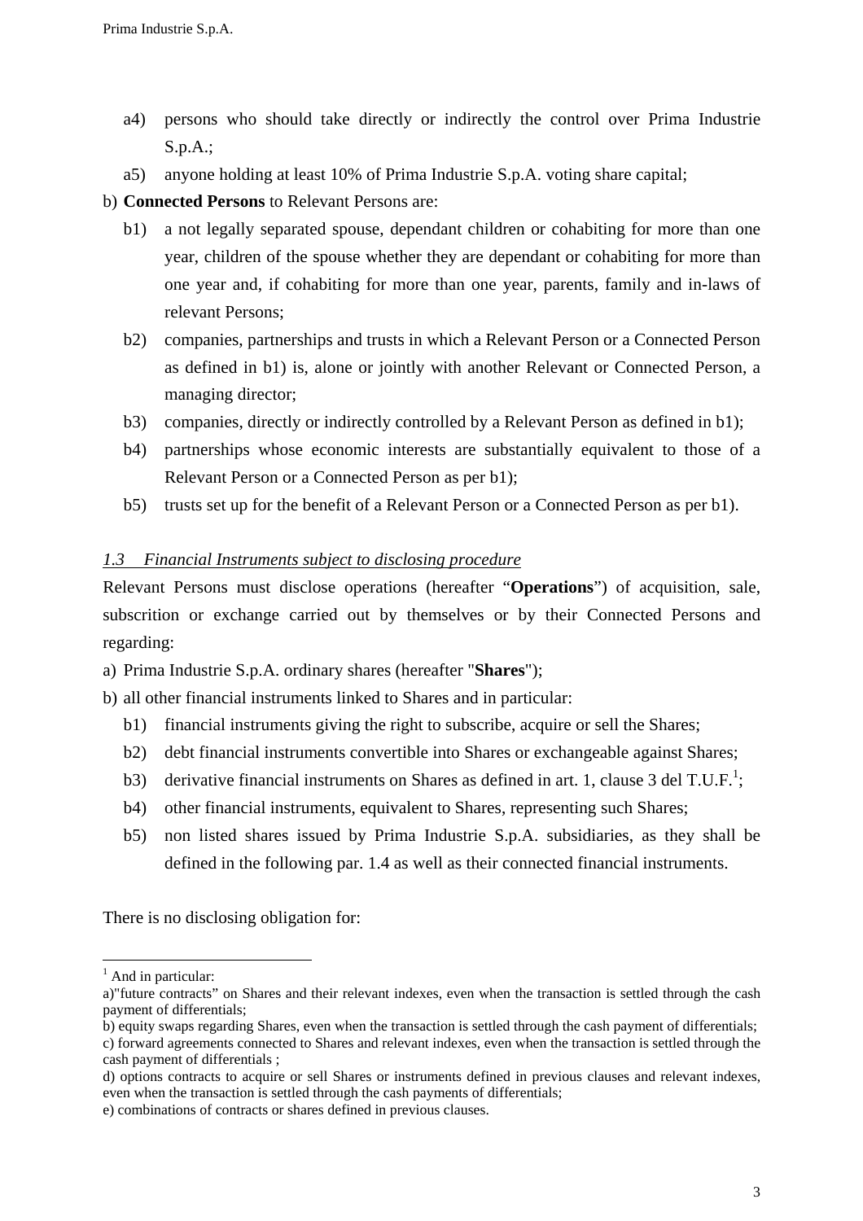- a4) persons who should take directly or indirectly the control over Prima Industrie S.p.A.;
- a5) anyone holding at least 10% of Prima Industrie S.p.A. voting share capital;

b) **Connected Persons** to Relevant Persons are:

- b1) a not legally separated spouse, dependant children or cohabiting for more than one year, children of the spouse whether they are dependant or cohabiting for more than one year and, if cohabiting for more than one year, parents, family and in-laws of relevant Persons;
- b2) companies, partnerships and trusts in which a Relevant Person or a Connected Person as defined in b1) is, alone or jointly with another Relevant or Connected Person, a managing director;
- b3) companies, directly or indirectly controlled by a Relevant Person as defined in b1);
- b4) partnerships whose economic interests are substantially equivalent to those of a Relevant Person or a Connected Person as per b1);
- b5) trusts set up for the benefit of a Relevant Person or a Connected Person as per b1).

### *1.3 Financial Instruments subject to disclosing procedure*

Relevant Persons must disclose operations (hereafter "**Operations**") of acquisition, sale, subscrition or exchange carried out by themselves or by their Connected Persons and regarding:

a) Prima Industrie S.p.A. ordinary shares (hereafter "**Shares**");

b) all other financial instruments linked to Shares and in particular:

- b1) financial instruments giving the right to subscribe, acquire or sell the Shares;
- b2) debt financial instruments convertible into Shares or exchangeable against Shares;
- b3) derivative financial instruments on Shares as defined in art. 1, clause 3 del T.U.F.[1];
- b4) other financial instruments, equivalent to Shares, representing such Shares;
- b5) non listed shares issued by Prima Industrie S.p.A. subsidiaries, as they shall be defined in the following par. 1.4 as well as their connected financial instruments.

There is no disclosing obligation for:

---

[1] And in particular:
a)"future contracts" on Shares and their relevant indexes, even when the transaction is settled through the cash payment of differentials;
b) equity swaps regarding Shares, even when the transaction is settled through the cash payment of differentials;
c) forward agreements connected to Shares and relevant indexes, even when the transaction is settled through the cash payment of differentials ;
d) options contracts to acquire or sell Shares or instruments defined in previous clauses and relevant indexes, even when the transaction is settled through the cash payments of differentials;
e) combinations of contracts or shares defined in previous clauses.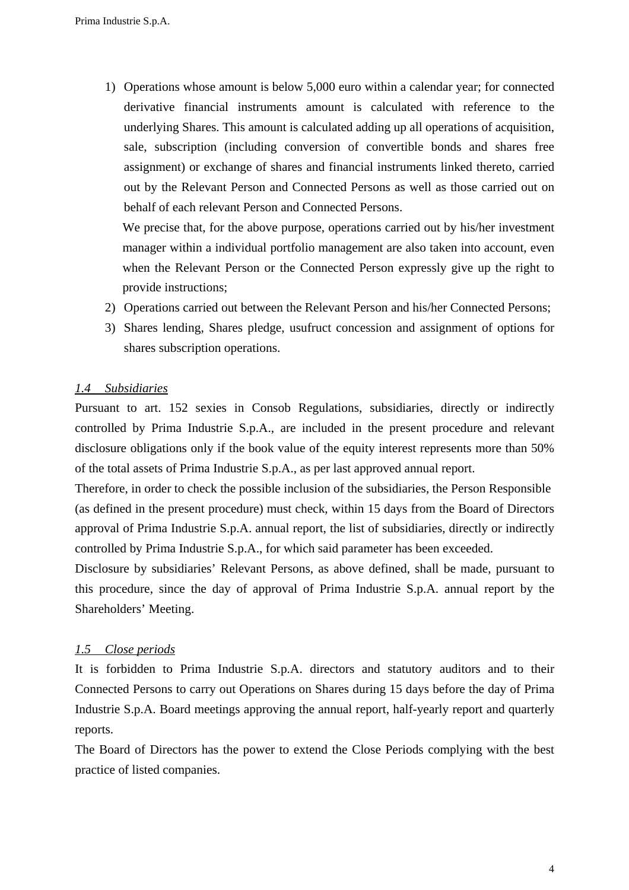1) Operations whose amount is below 5,000 euro within a calendar year; for connected derivative financial instruments amount is calculated with reference to the underlying Shares. This amount is calculated adding up all operations of acquisition, sale, subscription (including conversion of convertible bonds and shares free assignment) or exchange of shares and financial instruments linked thereto, carried out by the Relevant Person and Connected Persons as well as those carried out on behalf of each relevant Person and Connected Persons.

   We precise that, for the above purpose, operations carried out by his/her investment manager within a individual portfolio management are also taken into account, even when the Relevant Person or the Connected Person expressly give up the right to provide instructions;
2) Operations carried out between the Relevant Person and his/her Connected Persons;
3) Shares lending, Shares pledge, usufruct concession and assignment of options for shares subscription operations.

*1.4 Subsidiaries*

Pursuant to art. 152 sexies in Consob Regulations, subsidiaries, directly or indirectly controlled by Prima Industrie S.p.A., are included in the present procedure and relevant disclosure obligations only if the book value of the equity interest represents more than 50% of the total assets of Prima Industrie S.p.A., as per last approved annual report.

Therefore, in order to check the possible inclusion of the subsidiaries, the Person Responsible (as defined in the present procedure) must check, within 15 days from the Board of Directors approval of Prima Industrie S.p.A. annual report, the list of subsidiaries, directly or indirectly controlled by Prima Industrie S.p.A., for which said parameter has been exceeded.

Disclosure by subsidiaries' Relevant Persons, as above defined, shall be made, pursuant to this procedure, since the day of approval of Prima Industrie S.p.A. annual report by the Shareholders' Meeting.

*1.5 Close periods*

It is forbidden to Prima Industrie S.p.A. directors and statutory auditors and to their Connected Persons to carry out Operations on Shares during 15 days before the day of Prima Industrie S.p.A. Board meetings approving the annual report, half-yearly report and quarterly reports.

The Board of Directors has the power to extend the Close Periods complying with the best practice of listed companies.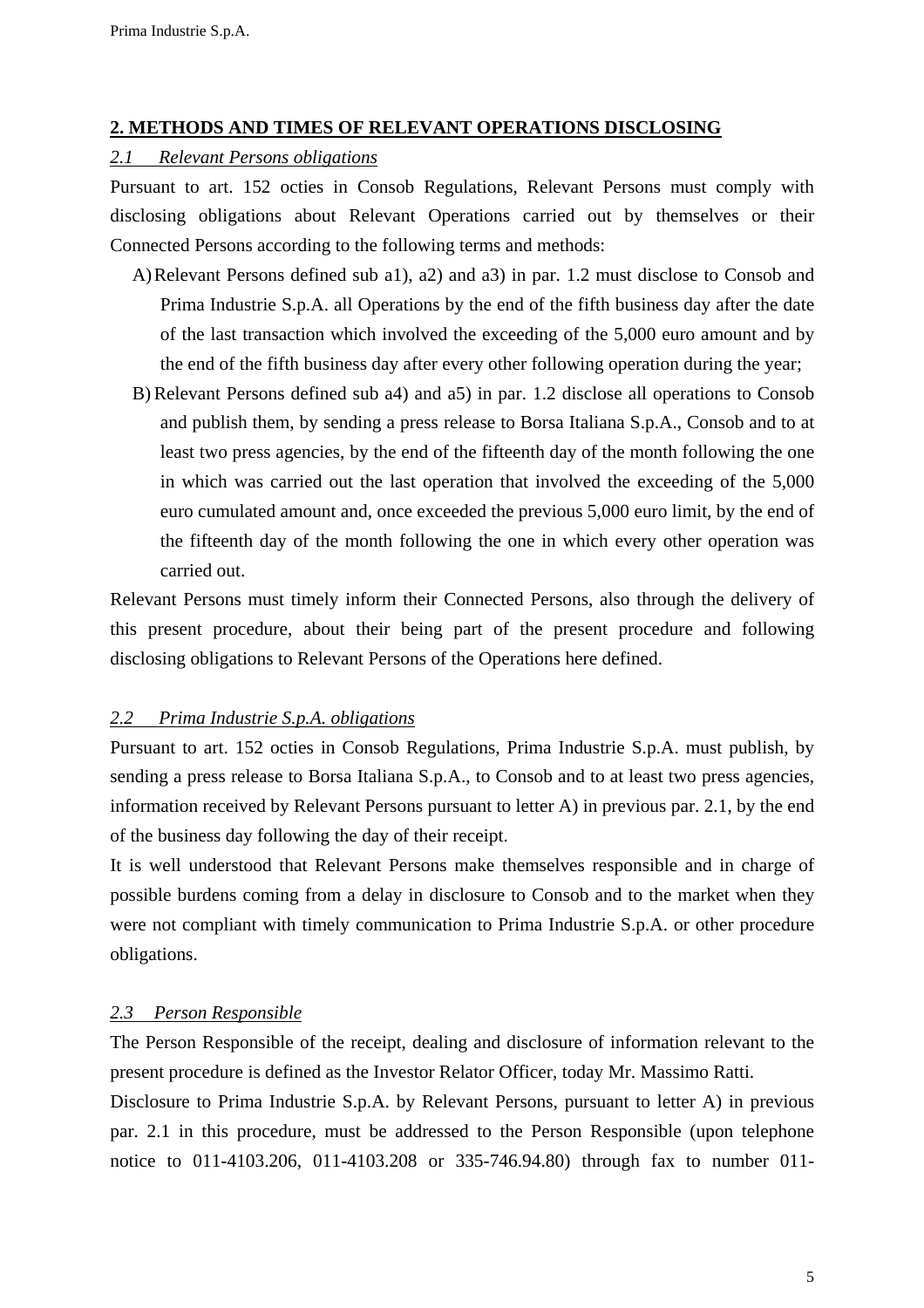## 2. METHODS AND TIMES OF RELEVANT OPERATIONS DISCLOSING

### *2.1 Relevant Persons obligations*

Pursuant to art. 152 octies in Consob Regulations, Relevant Persons must comply with disclosing obligations about Relevant Operations carried out by themselves or their Connected Persons according to the following terms and methods:

A) Relevant Persons defined sub a1), a2) and a3) in par. 1.2 must disclose to Consob and Prima Industrie S.p.A. all Operations by the end of the fifth business day after the date of the last transaction which involved the exceeding of the 5,000 euro amount and by the end of the fifth business day after every other following operation during the year;

B) Relevant Persons defined sub a4) and a5) in par. 1.2 disclose all operations to Consob and publish them, by sending a press release to Borsa Italiana S.p.A., Consob and to at least two press agencies, by the end of the fifteenth day of the month following the one in which was carried out the last operation that involved the exceeding of the 5,000 euro cumulated amount and, once exceeded the previous 5,000 euro limit, by the end of the fifteenth day of the month following the one in which every other operation was carried out.

Relevant Persons must timely inform their Connected Persons, also through the delivery of this present procedure, about their being part of the present procedure and following disclosing obligations to Relevant Persons of the Operations here defined.

### *2.2 Prima Industrie S.p.A. obligations*

Pursuant to art. 152 octies in Consob Regulations, Prima Industrie S.p.A. must publish, by sending a press release to Borsa Italiana S.p.A., to Consob and to at least two press agencies, information received by Relevant Persons pursuant to letter A) in previous par. 2.1, by the end of the business day following the day of their receipt.

It is well understood that Relevant Persons make themselves responsible and in charge of possible burdens coming from a delay in disclosure to Consob and to the market when they were not compliant with timely communication to Prima Industrie S.p.A. or other procedure obligations.

### *2.3 Person Responsible*

The Person Responsible of the receipt, dealing and disclosure of information relevant to the present procedure is defined as the Investor Relator Officer, today Mr. Massimo Ratti.

Disclosure to Prima Industrie S.p.A. by Relevant Persons, pursuant to letter A) in previous par. 2.1 in this procedure, must be addressed to the Person Responsible (upon telephone notice to 011-4103.206, 011-4103.208 or 335-746.94.80) through fax to number 011-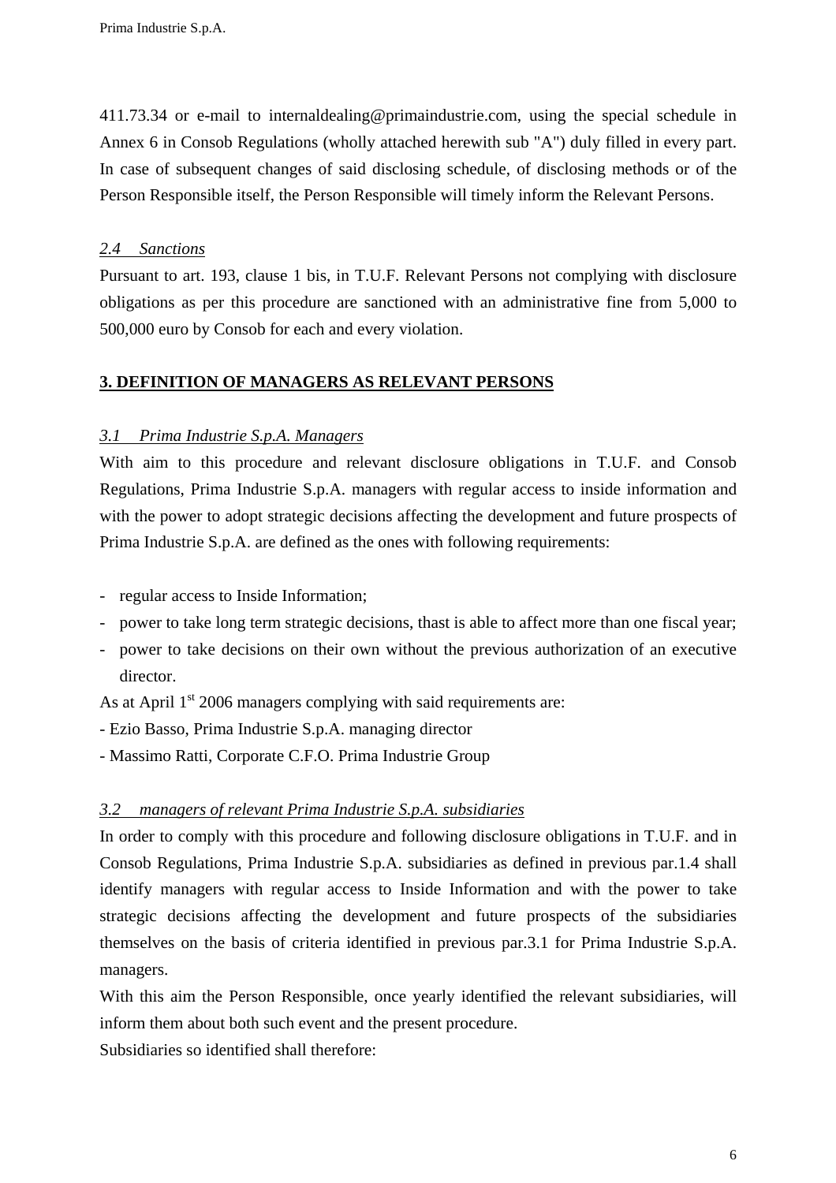411.73.34 or e-mail to internaldealing@primaindustrie.com, using the special schedule in Annex 6 in Consob Regulations (wholly attached herewith sub "A") duly filled in every part. In case of subsequent changes of said disclosing schedule, of disclosing methods or of the Person Responsible itself, the Person Responsible will timely inform the Relevant Persons.

*2.4 Sanctions*

Pursuant to art. 193, clause 1 bis, in T.U.F. Relevant Persons not complying with disclosure obligations as per this procedure are sanctioned with an administrative fine from 5,000 to 500,000 euro by Consob for each and every violation.

## 3. DEFINITION OF MANAGERS AS RELEVANT PERSONS

*3.1 Prima Industrie S.p.A. Managers*

With aim to this procedure and relevant disclosure obligations in T.U.F. and Consob Regulations, Prima Industrie S.p.A. managers with regular access to inside information and with the power to adopt strategic decisions affecting the development and future prospects of Prima Industrie S.p.A. are defined as the ones with following requirements:

- regular access to Inside Information;
- power to take long term strategic decisions, thast is able to affect more than one fiscal year;
- power to take decisions on their own without the previous authorization of an executive director.

As at April 1st 2006 managers complying with said requirements are:

- Ezio Basso, Prima Industrie S.p.A. managing director
- Massimo Ratti, Corporate C.F.O. Prima Industrie Group

*3.2 managers of relevant Prima Industrie S.p.A. subsidiaries*

In order to comply with this procedure and following disclosure obligations in T.U.F. and in Consob Regulations, Prima Industrie S.p.A. subsidiaries as defined in previous par.1.4 shall identify managers with regular access to Inside Information and with the power to take strategic decisions affecting the development and future prospects of the subsidiaries themselves on the basis of criteria identified in previous par.3.1 for Prima Industrie S.p.A. managers.

With this aim the Person Responsible, once yearly identified the relevant subsidiaries, will inform them about both such event and the present procedure.

Subsidiaries so identified shall therefore: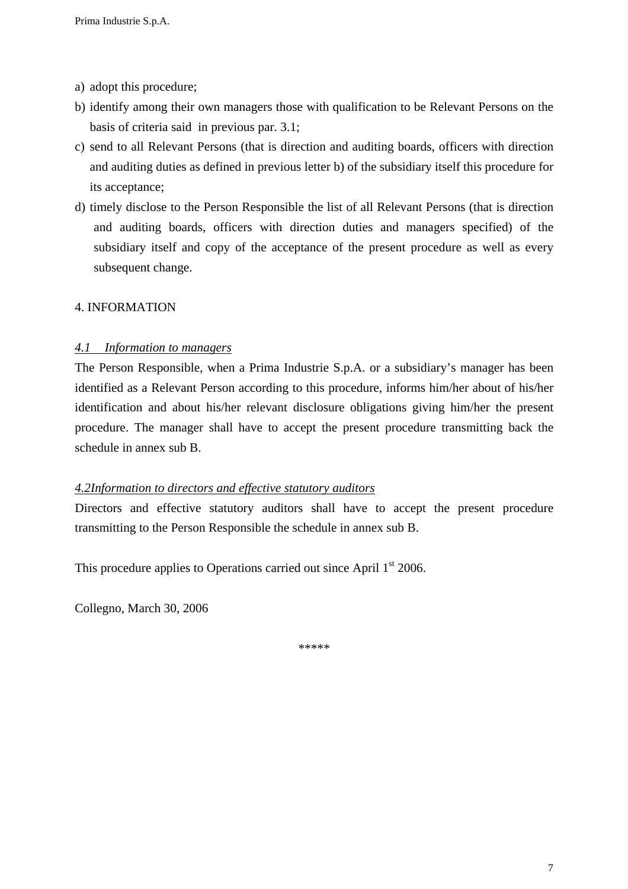a) adopt this procedure;
b) identify among their own managers those with qualification to be Relevant Persons on the basis of criteria said in previous par. 3.1;
c) send to all Relevant Persons (that is direction and auditing boards, officers with direction and auditing duties as defined in previous letter b) of the subsidiary itself this procedure for its acceptance;
d) timely disclose to the Person Responsible the list of all Relevant Persons (that is direction and auditing boards, officers with direction duties and managers specified) of the subsidiary itself and copy of the acceptance of the present procedure as well as every subsequent change.

## 4. INFORMATION

### *4.1 Information to managers*

The Person Responsible, when a Prima Industrie S.p.A. or a subsidiary's manager has been identified as a Relevant Person according to this procedure, informs him/her about of his/her identification and about his/her relevant disclosure obligations giving him/her the present procedure. The manager shall have to accept the present procedure transmitting back the schedule in annex sub B.

### *4.2Information to directors and effective statutory auditors*

Directors and effective statutory auditors shall have to accept the present procedure transmitting to the Person Responsible the schedule in annex sub B.

This procedure applies to Operations carried out since April 1st 2006.

Collegno, March 30, 2006

*****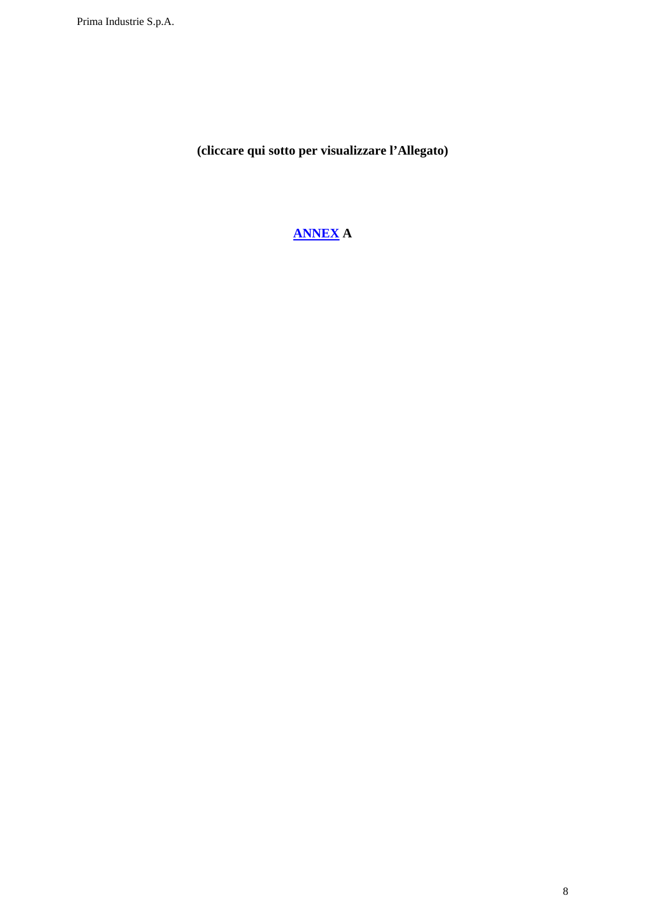**(cliccare qui sotto per visualizzare l'Allegato)**

**ANNEX A**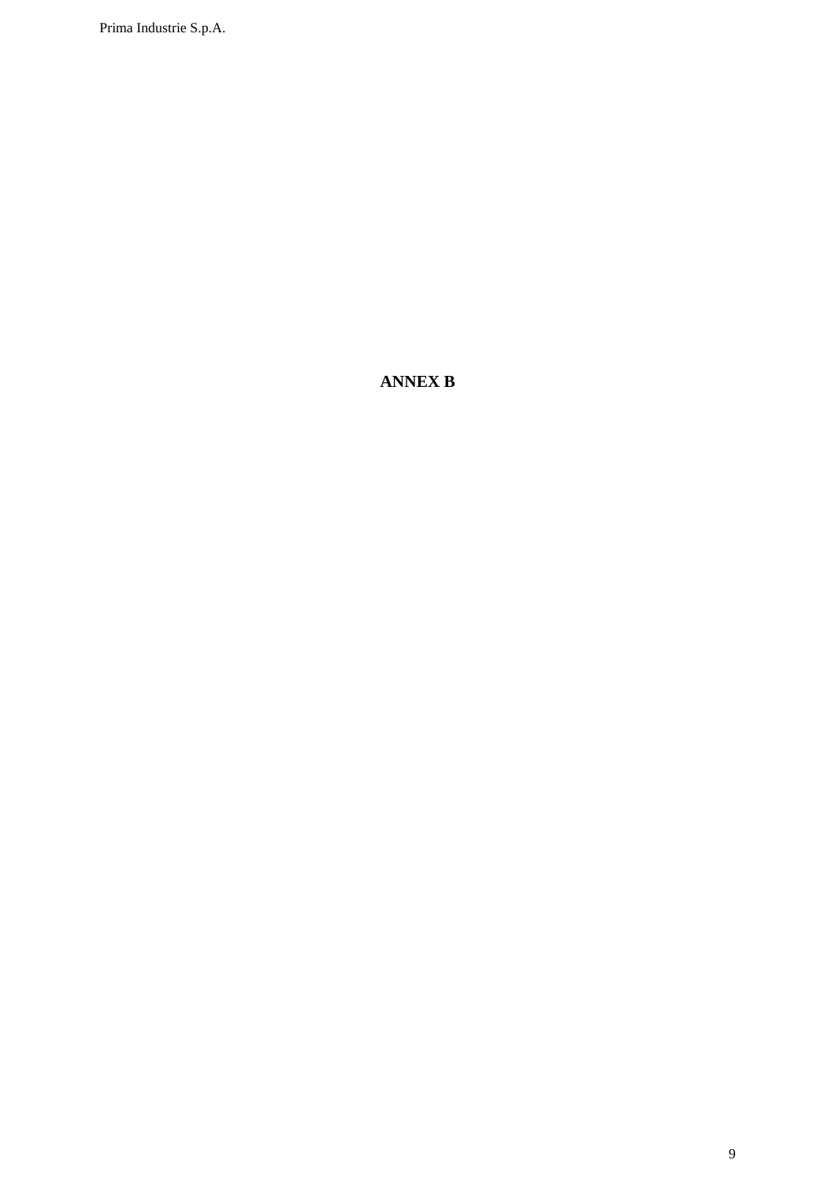**ANNEX B**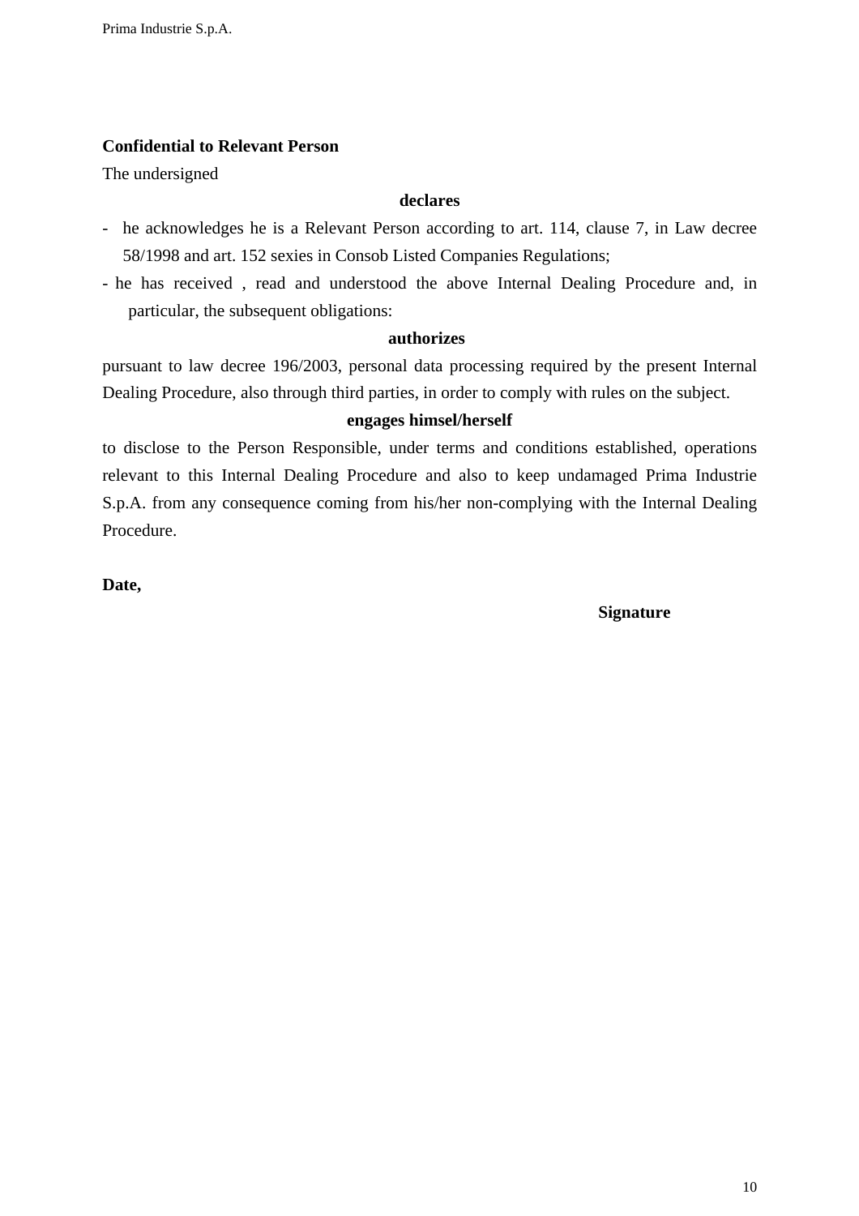**Confidential to Relevant Person**

The undersigned

**declares**

- he acknowledges he is a Relevant Person according to art. 114, clause 7, in Law decree 58/1998 and art. 152 sexies in Consob Listed Companies Regulations;
- he has received , read and understood the above Internal Dealing Procedure and, in particular, the subsequent obligations:

**authorizes**

pursuant to law decree 196/2003, personal data processing required by the present Internal Dealing Procedure, also through third parties, in order to comply with rules on the subject.

**engages himsel/herself**

to disclose to the Person Responsible, under terms and conditions established, operations relevant to this Internal Dealing Procedure and also to keep undamaged Prima Industrie S.p.A. from any consequence coming from his/her non-complying with the Internal Dealing Procedure.

**Date,**

**Signature**